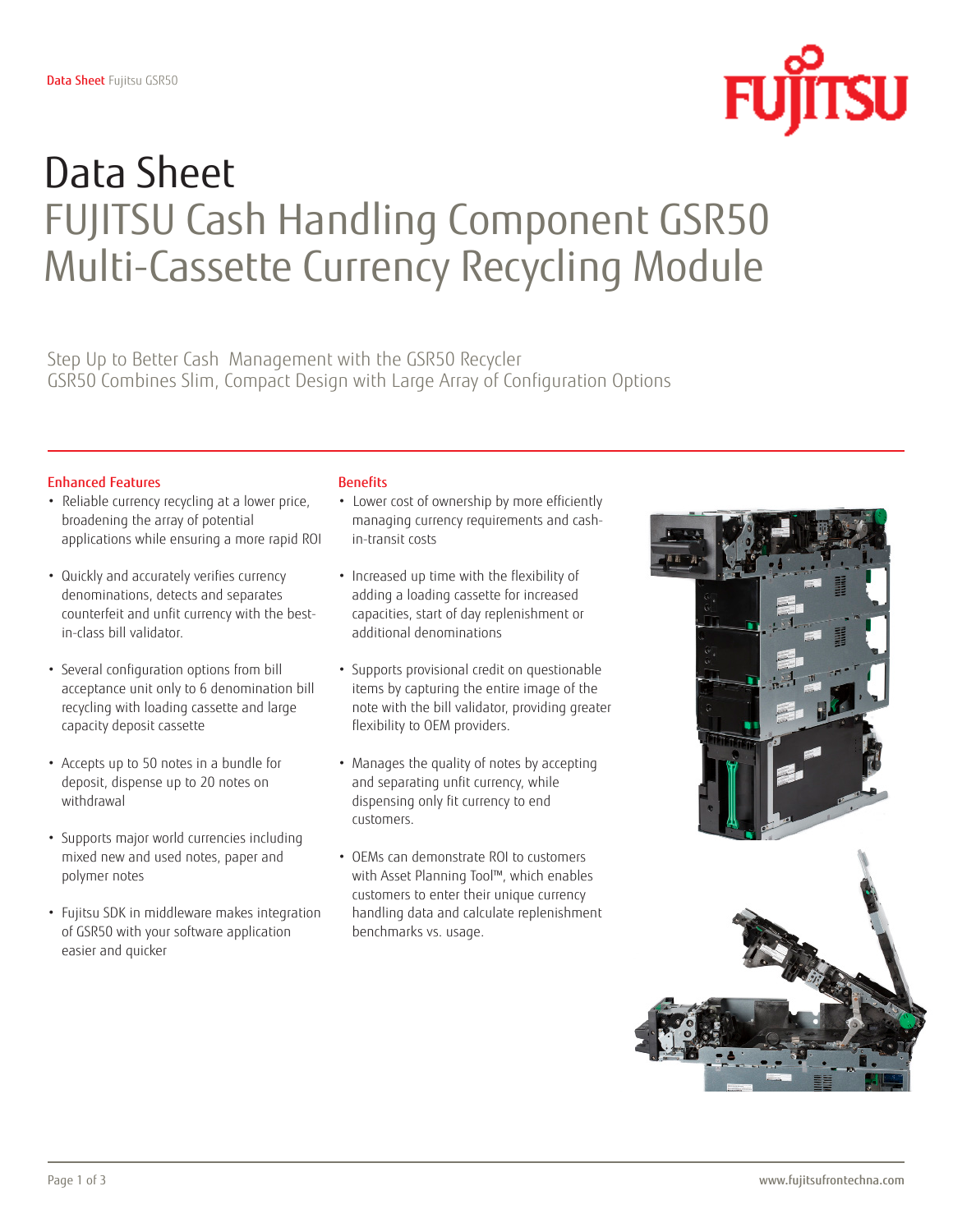# Data Sheet

## FUJITSU Cash Handling Component GSR50 Multi-Cassette Currency Recycling Module

Step Up to Better Cash Management with the GSR50 Recycler
GSR50 Combines Slim, Compact Design with Large Array of Configuration Options

### Enhanced Features

- Reliable currency recycling at a lower price, broadening the array of potential applications while ensuring a more rapid ROI
- Quickly and accurately verifies currency denominations, detects and separates counterfeit and unfit currency with the best-in-class bill validator.
- Several configuration options from bill acceptance unit only to 6 denomination bill recycling with loading cassette and large capacity deposit cassette
- Accepts up to 50 notes in a bundle for deposit, dispense up to 20 notes on withdrawal
- Supports major world currencies including mixed new and used notes, paper and polymer notes
- Fujitsu SDK in middleware makes integration of GSR50 with your software application easier and quicker

### Benefits

- Lower cost of ownership by more efficiently managing currency requirements and cash-in-transit costs
- Increased up time with the flexibility of adding a loading cassette for increased capacities, start of day replenishment or additional denominations
- Supports provisional credit on questionable items by capturing the entire image of the note with the bill validator, providing greater flexibility to OEM providers.
- Manages the quality of notes by accepting and separating unfit currency, while dispensing only fit currency to end customers.
- OEMs can demonstrate ROI to customers with Asset Planning Tool™, which enables customers to enter their unique currency handling data and calculate replenishment benchmarks vs. usage.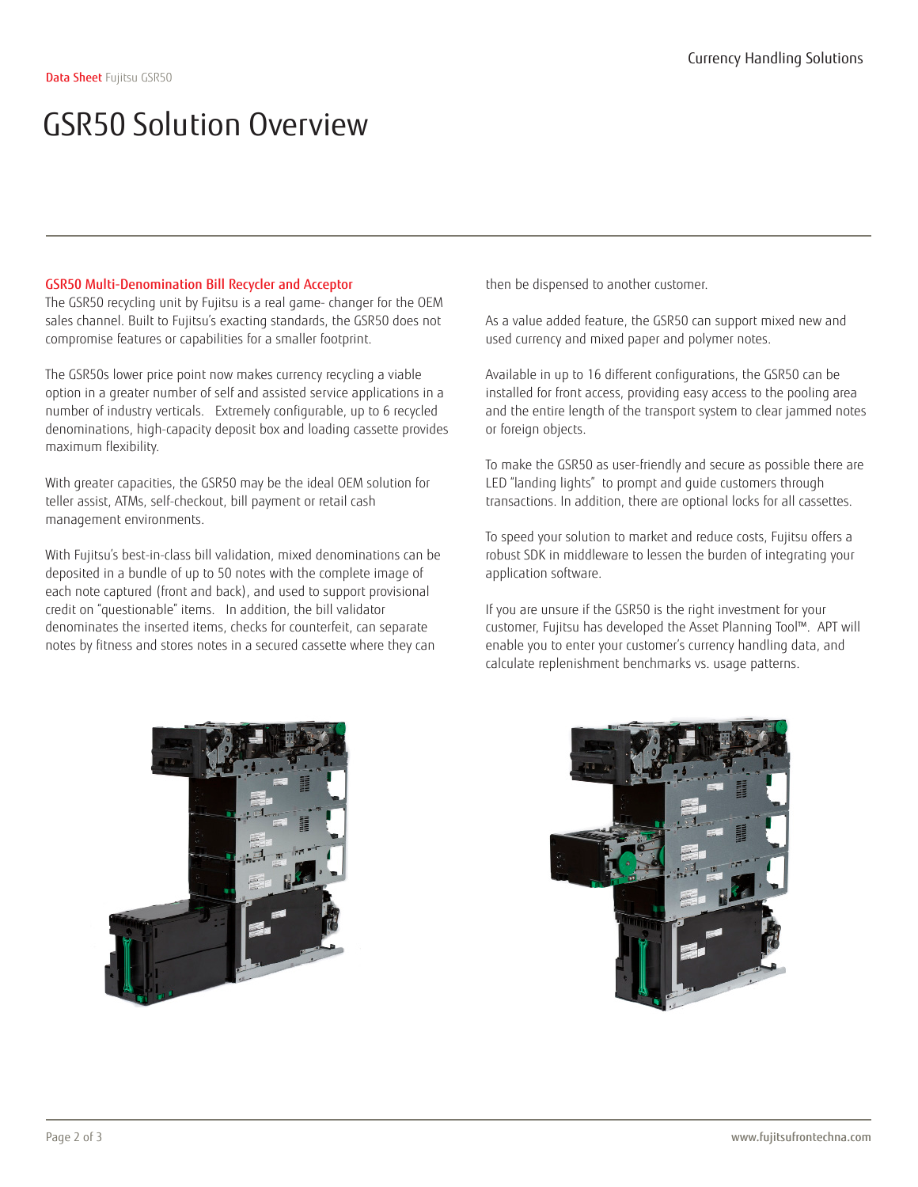# GSR50 Solution Overview

## GSR50 Multi-Denomination Bill Recycler and Acceptor

The GSR50 recycling unit by Fujitsu is a real game- changer for the OEM sales channel. Built to Fujitsu's exacting standards, the GSR50 does not compromise features or capabilities for a smaller footprint.

The GSR50s lower price point now makes currency recycling a viable option in a greater number of self and assisted service applications in a number of industry verticals. Extremely configurable, up to 6 recycled denominations, high-capacity deposit box and loading cassette provides maximum flexibility.

With greater capacities, the GSR50 may be the ideal OEM solution for teller assist, ATMs, self-checkout, bill payment or retail cash management environments.

With Fujitsu's best-in-class bill validation, mixed denominations can be deposited in a bundle of up to 50 notes with the complete image of each note captured (front and back), and used to support provisional credit on "questionable" items. In addition, the bill validator denominates the inserted items, checks for counterfeit, can separate notes by fitness and stores notes in a secured cassette where they can then be dispensed to another customer.

As a value added feature, the GSR50 can support mixed new and used currency and mixed paper and polymer notes.

Available in up to 16 different configurations, the GSR50 can be installed for front access, providing easy access to the pooling area and the entire length of the transport system to clear jammed notes or foreign objects.

To make the GSR50 as user-friendly and secure as possible there are LED "landing lights" to prompt and guide customers through transactions. In addition, there are optional locks for all cassettes.

To speed your solution to market and reduce costs, Fujitsu offers a robust SDK in middleware to lessen the burden of integrating your application software.

If you are unsure if the GSR50 is the right investment for your customer, Fujitsu has developed the Asset Planning Tool™. APT will enable you to enter your customer's currency handling data, and calculate replenishment benchmarks vs. usage patterns.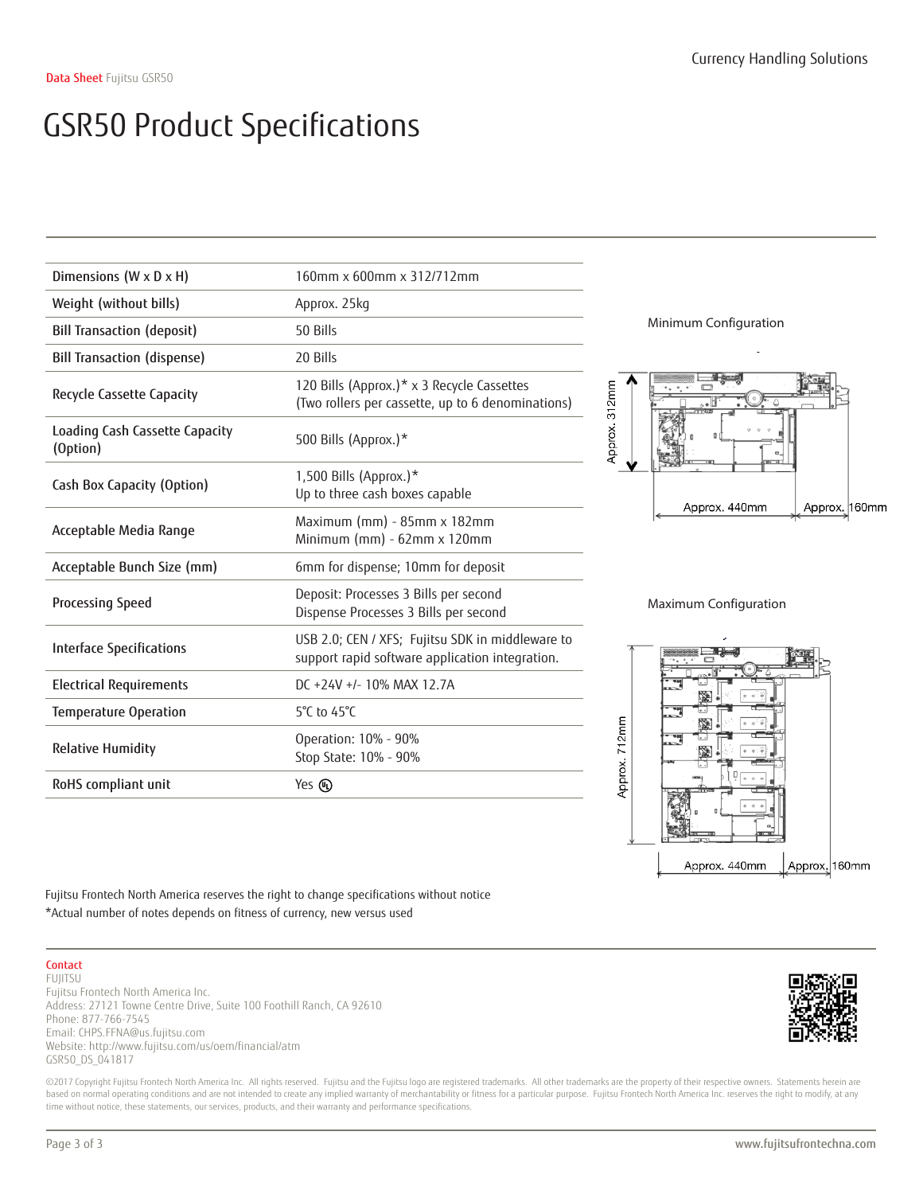Data Sheet Fujitsu GSR50

# GSR50 Product Specifications

| | |
|---|---|
| **Dimensions (W x D x H)** | 160mm x 600mm x 312/712mm |
| **Weight (without bills)** | Approx. 25kg |
| **Bill Transaction (deposit)** | 50 Bills |
| **Bill Transaction (dispense)** | 20 Bills |
| **Recycle Cassette Capacity** | 120 Bills (Approx.)* x 3 Recycle Cassettes (Two rollers per cassette, up to 6 denominations) |
| **Loading Cash Cassette Capacity (Option)** | 500 Bills (Approx.)* |
| **Cash Box Capacity (Option)** | 1,500 Bills (Approx.)* Up to three cash boxes capable |
| **Acceptable Media Range** | Maximum (mm) - 85mm x 182mm Minimum (mm) - 62mm x 120mm |
| **Acceptable Bunch Size (mm)** | 6mm for dispense; 10mm for deposit |
| **Processing Speed** | Deposit: Processes 3 Bills per second Dispense Processes 3 Bills per second |
| **Interface Specifications** | USB 2.0; CEN / XFS; Fujitsu SDK in middleware to support rapid software application integration. |
| **Electrical Requirements** | DC +24V +/- 10% MAX 12.7A |
| **Temperature Operation** | 5°C to 45°C |
| **Relative Humidity** | Operation: 10% - 90% Stop State: 10% - 90% |
| **RoHS compliant unit** | Yes |

Minimum Configuration

Approx. 312mm

Approx. 440mm

Approx. 160mm

Maximum Configuration

Approx. 712mm

Approx. 440mm

Approx. 160mm

Fujitsu Frontech North America reserves the right to change specifications without notice
*Actual number of notes depends on fitness of currency, new versus used

**Contact**
FUJITSU
Fujitsu Frontech North America Inc.
Address: 27121 Towne Centre Drive, Suite 100 Foothill Ranch, CA 92610
Phone: 877-766-7545
Email: CHPS.FFNA@us.fujitsu.com
Website: http://www.fujitsu.com/us/oem/financial/atm
GSR50_DS_041817

©2017 Copyright Fujitsu Frontech North America Inc. All rights reserved. Fujitsu and the Fujitsu logo are registered trademarks. All other trademarks are the property of their respective owners. Statements herein are based on normal operating conditions and are not intended to create any implied warranty of merchantability or fitness for a particular purpose. Fujitsu Frontech North America Inc. reserves the right to modify, at any time without notice, these statements, our services, products, and their warranty and performance specifications.

www.fujitsufrontechna.com